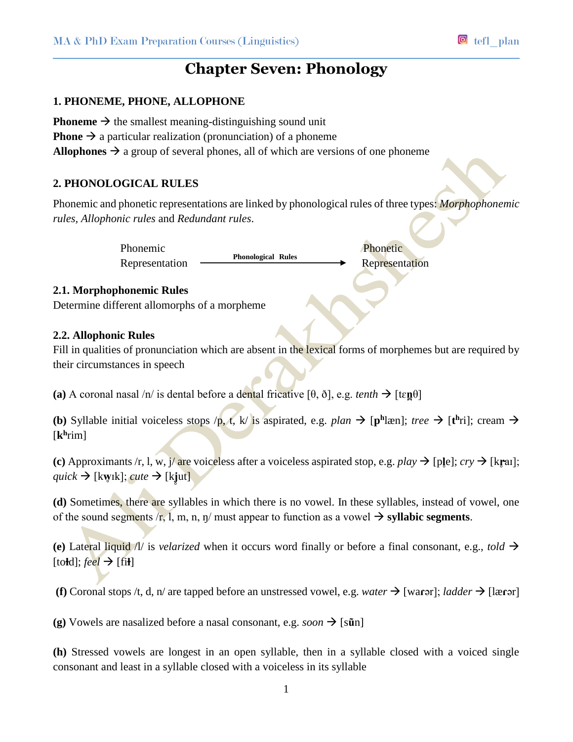# Chapter Seven: Phonology

## 1. PHONEME, PHONE, ALLOPHONE

**Phoneme** → the smallest meaning-distinguishing sound unit
**Phone** → a particular realization (pronunciation) of a phoneme
**Allophones** → a group of several phones, all of which are versions of one phoneme

## 2. PHONOLOGICAL RULES

Phonemic and phonetic representations are linked by phonological rules of three types: *Morphophonemic rules*, *Allophonic rules* and *Redundant rules*.

Phonemic Representation —**Phonological Rules**→ Phonetic Representation

### 2.1. Morphophonemic Rules

Determine different allomorphs of a morpheme

### 2.2. Allophonic Rules

Fill in qualities of pronunciation which are absent in the lexical forms of morphemes but are required by their circumstances in speech

**(a)** A coronal nasal /n/ is dental before a dental fricative [θ, ð], e.g. *tenth* → [tɛ**n̪**θ]

**(b)** Syllable initial voiceless stops /p, t, k/ is aspirated, e.g. *plan* → [**pʰ**læn]; *tree* → [**tʰ**ri]; cream → [**kʰ**rim]

**(c)** Approximants /r, l, w, j/ are voiceless after a voiceless aspirated stop, e.g. *play* → [p**l̥**e]; *cry* → [k**r̥**aɪ]; *quick* → [k**w̥**ɪk]; *cute* → [k**j̊**ut]

**(d)** Sometimes, there are syllables in which there is no vowel. In these syllables, instead of vowel, one of the sound segments /r, l, m, n, ŋ/ must appear to function as a vowel → **syllabic segments**.

**(e)** Lateral liquid /l/ is *velarized* when it occurs word finally or before a final consonant, e.g., *told* → [to**ɫ**d]; *feel* → [fi**ɫ**]

**(f)** Coronal stops /t, d, n/ are tapped before an unstressed vowel, e.g. *water* → [wa**ɾ**ər]; *ladder* → [læ**ɾ**ər]

**(g)** Vowels are nasalized before a nasal consonant, e.g. *soon* → [s**ũ**n]

**(h)** Stressed vowels are longest in an open syllable, then in a syllable closed with a voiced single consonant and least in a syllable closed with a voiceless in its syllable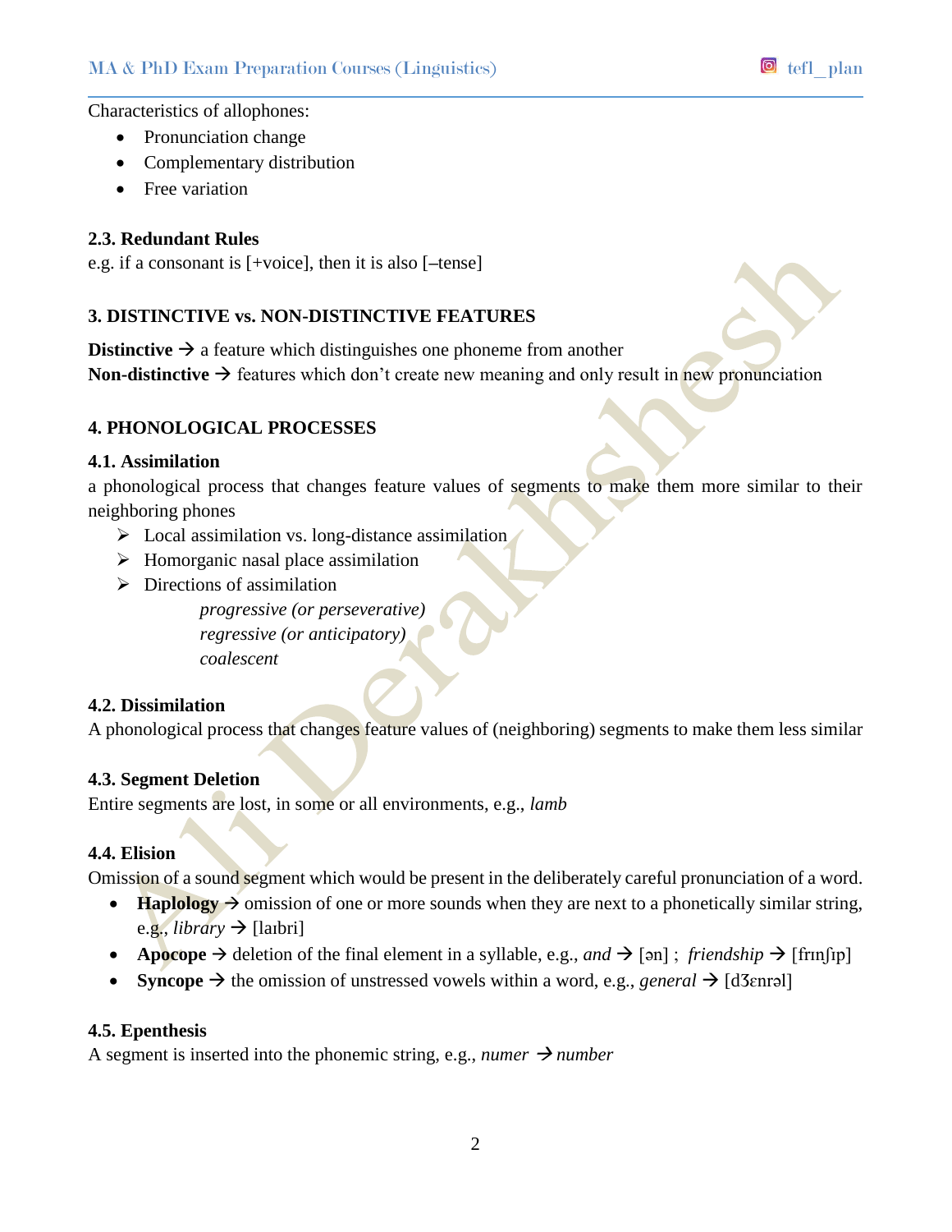Characteristics of allophones:

- Pronunciation change
- Complementary distribution
- Free variation

### 2.3. Redundant Rules

e.g. if a consonant is [+voice], then it is also [–tense]

## 3. DISTINCTIVE vs. NON-DISTINCTIVE FEATURES

**Distinctive** → a feature which distinguishes one phoneme from another
**Non-distinctive** → features which don't create new meaning and only result in new pronunciation

## 4. PHONOLOGICAL PROCESSES

### 4.1. Assimilation

a phonological process that changes feature values of segments to make them more similar to their neighboring phones

- Local assimilation vs. long-distance assimilation
- Homorganic nasal place assimilation
- Directions of assimilation
  - *progressive (or perseverative)*
  - *regressive (or anticipatory)*
  - *coalescent*

### 4.2. Dissimilation

A phonological process that changes feature values of (neighboring) segments to make them less similar

### 4.3. Segment Deletion

Entire segments are lost, in some or all environments, e.g., *lamb*

### 4.4. Elision

Omission of a sound segment which would be present in the deliberately careful pronunciation of a word.

- **Haplology** → omission of one or more sounds when they are next to a phonetically similar string, e.g., *library* → [laɪbri]
- **Apocope** → deletion of the final element in a syllable, e.g., *and* → [ən] ; *friendship* → [frɪnʃɪp]
- **Syncope** → the omission of unstressed vowels within a word, e.g., *general* → [dʒɛnrəl]

### 4.5. Epenthesis

A segment is inserted into the phonemic string, e.g., *numer* → *number*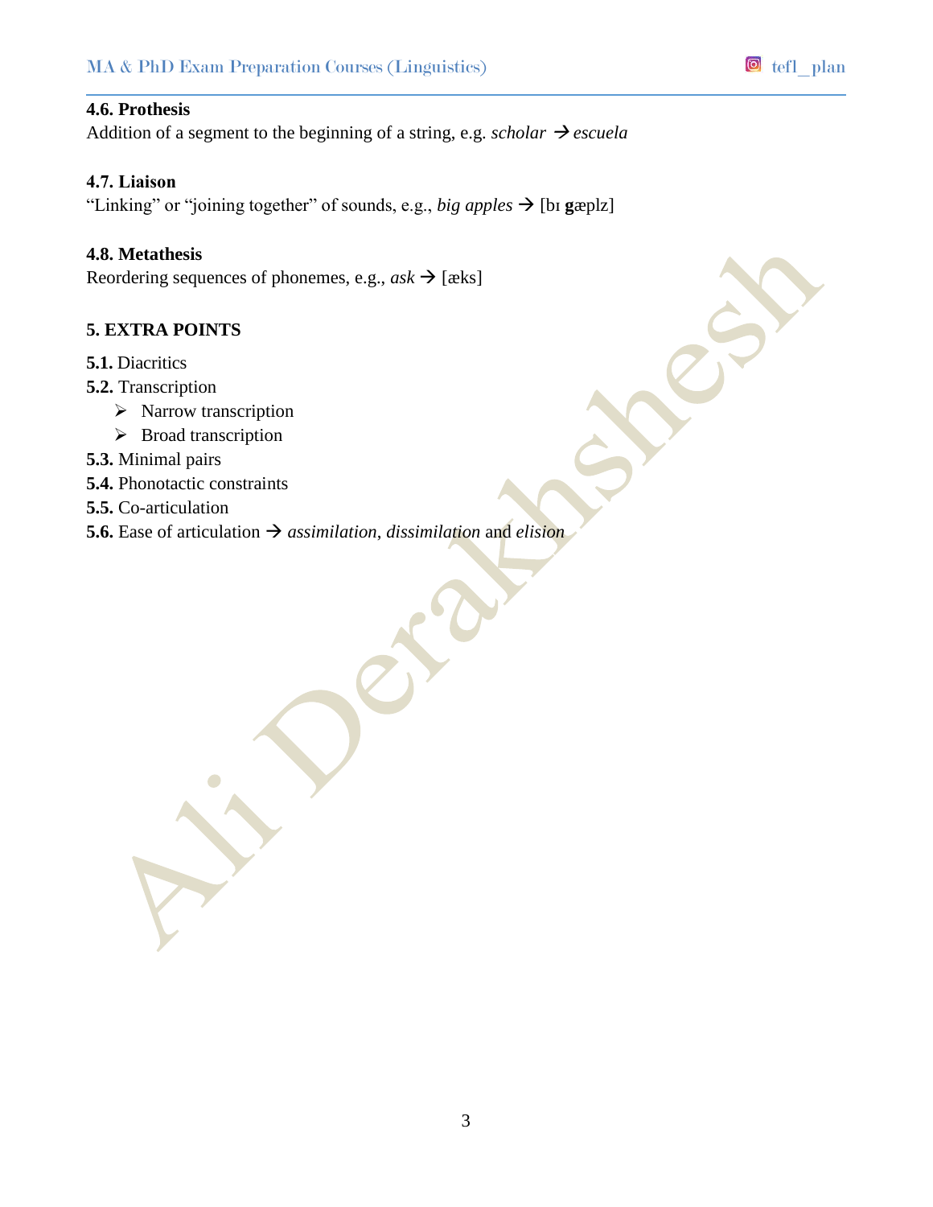### 4.6. Prothesis

Addition of a segment to the beginning of a string, e.g. *scholar* → *escuela*

### 4.7. Liaison

“Linking” or “joining together” of sounds, e.g., *big apples* → [bɪ **g**æplz]

### 4.8. Metathesis

Reordering sequences of phonemes, e.g., *ask* → [æks]

## 5. EXTRA POINTS

**5.1.** Diacritics

**5.2.** Transcription

- Narrow transcription
- Broad transcription

**5.3.** Minimal pairs

**5.4.** Phonotactic constraints

**5.5.** Co-articulation

**5.6.** Ease of articulation → *assimilation*, *dissimilation* and *elision*